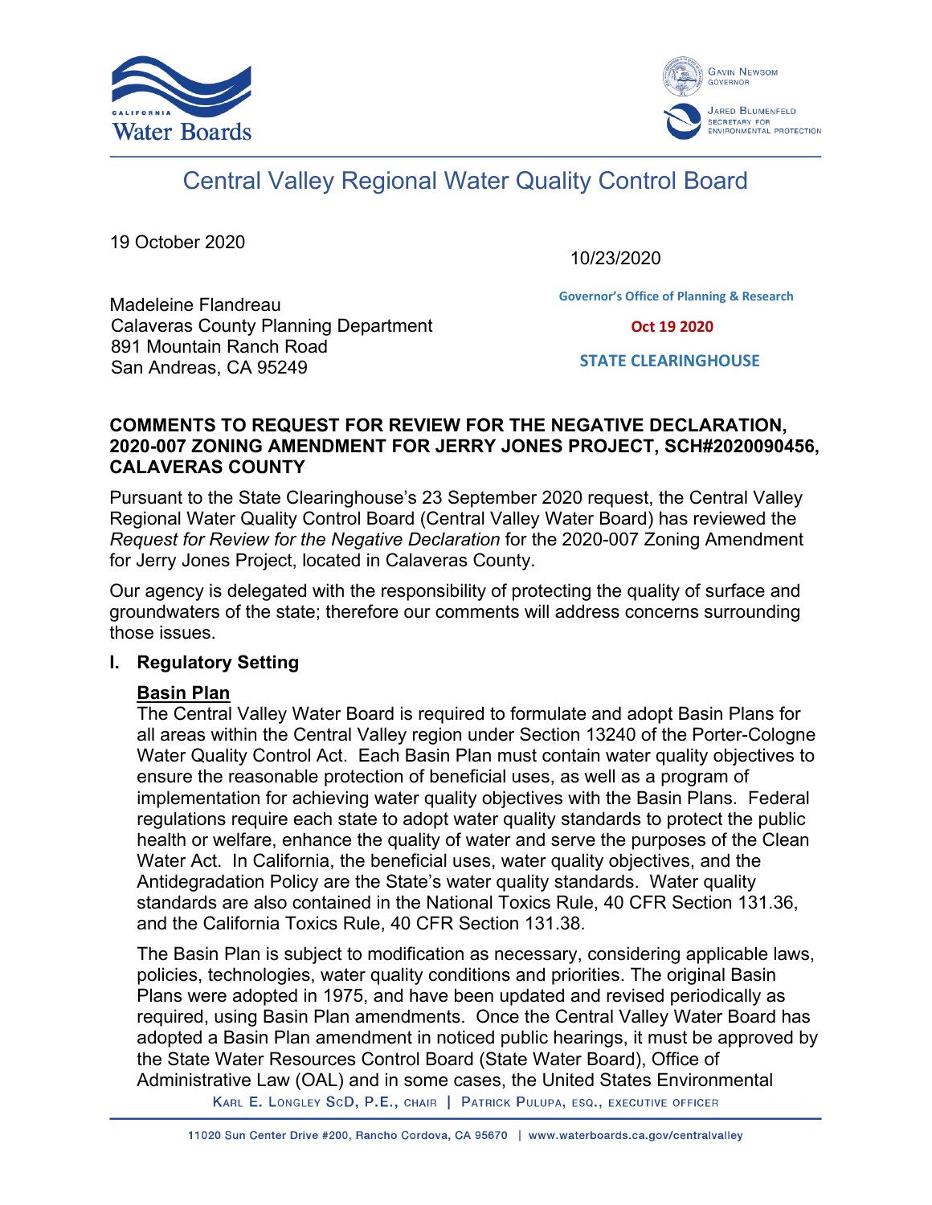Central Valley Regional Water Quality Control Board

19 October 2020

10/23/2020

Governor's Office of Planning & Research

Oct 19 2020

STATE CLEARINGHOUSE

Madeleine Flandreau
Calaveras County Planning Department
891 Mountain Ranch Road
San Andreas, CA 95249

**COMMENTS TO REQUEST FOR REVIEW FOR THE NEGATIVE DECLARATION, 2020-007 ZONING AMENDMENT FOR JERRY JONES PROJECT, SCH#2020090456, CALAVERAS COUNTY**

Pursuant to the State Clearinghouse's 23 September 2020 request, the Central Valley Regional Water Quality Control Board (Central Valley Water Board) has reviewed the *Request for Review for the Negative Declaration* for the 2020-007 Zoning Amendment for Jerry Jones Project, located in Calaveras County.

Our agency is delegated with the responsibility of protecting the quality of surface and groundwaters of the state; therefore our comments will address concerns surrounding those issues.

## I. Regulatory Setting

### Basin Plan

The Central Valley Water Board is required to formulate and adopt Basin Plans for all areas within the Central Valley region under Section 13240 of the Porter-Cologne Water Quality Control Act. Each Basin Plan must contain water quality objectives to ensure the reasonable protection of beneficial uses, as well as a program of implementation for achieving water quality objectives with the Basin Plans. Federal regulations require each state to adopt water quality standards to protect the public health or welfare, enhance the quality of water and serve the purposes of the Clean Water Act. In California, the beneficial uses, water quality objectives, and the Antidegradation Policy are the State's water quality standards. Water quality standards are also contained in the National Toxics Rule, 40 CFR Section 131.36, and the California Toxics Rule, 40 CFR Section 131.38.

The Basin Plan is subject to modification as necessary, considering applicable laws, policies, technologies, water quality conditions and priorities. The original Basin Plans were adopted in 1975, and have been updated and revised periodically as required, using Basin Plan amendments. Once the Central Valley Water Board has adopted a Basin Plan amendment in noticed public hearings, it must be approved by the State Water Resources Control Board (State Water Board), Office of Administrative Law (OAL) and in some cases, the United States Environmental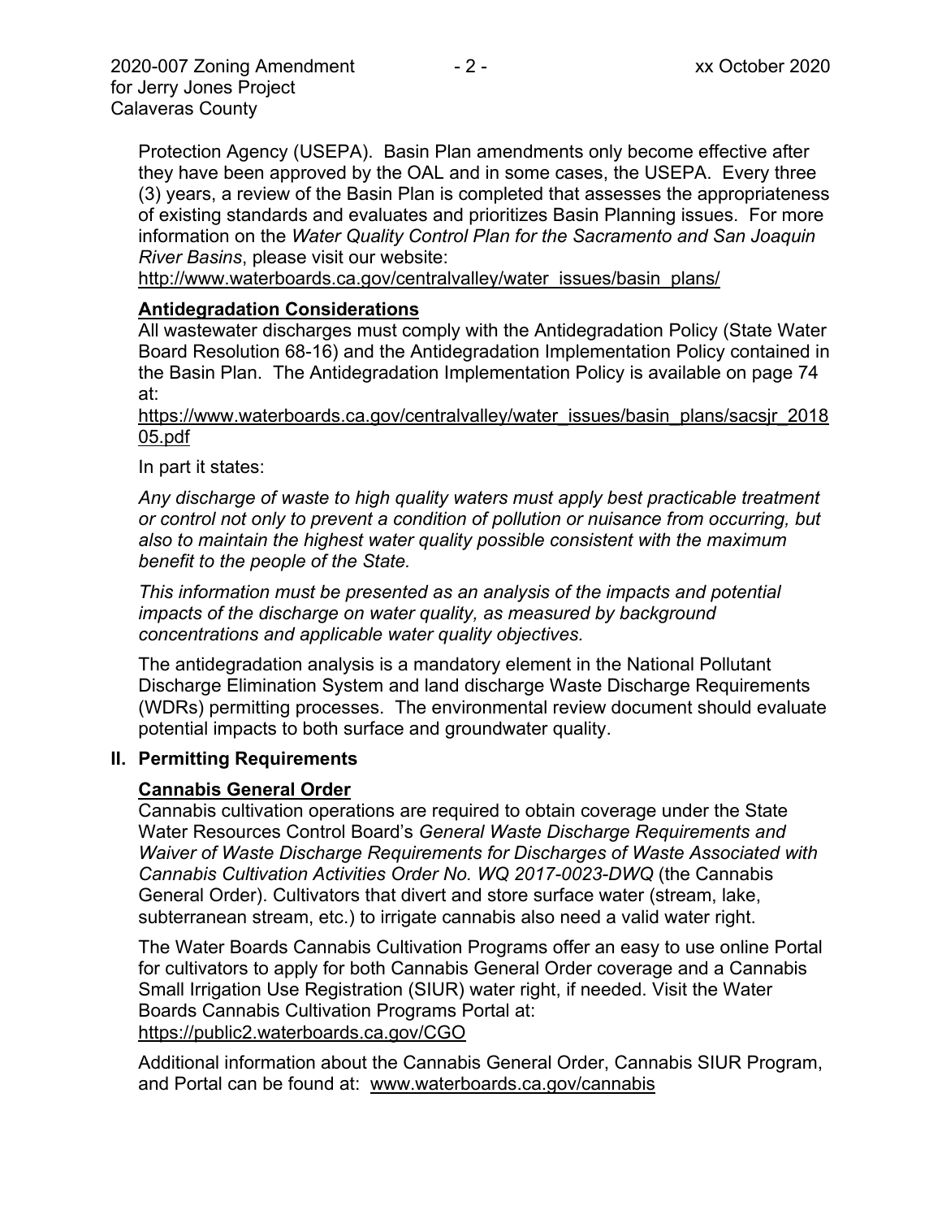Protection Agency (USEPA). Basin Plan amendments only become effective after they have been approved by the OAL and in some cases, the USEPA. Every three (3) years, a review of the Basin Plan is completed that assesses the appropriateness of existing standards and evaluates and prioritizes Basin Planning issues. For more information on the *Water Quality Control Plan for the Sacramento and San Joaquin River Basins*, please visit our website: http://www.waterboards.ca.gov/centralvalley/water_issues/basin_plans/

### Antidegradation Considerations

All wastewater discharges must comply with the Antidegradation Policy (State Water Board Resolution 68-16) and the Antidegradation Implementation Policy contained in the Basin Plan. The Antidegradation Implementation Policy is available on page 74 at:

https://www.waterboards.ca.gov/centralvalley/water_issues/basin_plans/sacsjr_201805.pdf

In part it states:

*Any discharge of waste to high quality waters must apply best practicable treatment or control not only to prevent a condition of pollution or nuisance from occurring, but also to maintain the highest water quality possible consistent with the maximum benefit to the people of the State.*

*This information must be presented as an analysis of the impacts and potential impacts of the discharge on water quality, as measured by background concentrations and applicable water quality objectives.*

The antidegradation analysis is a mandatory element in the National Pollutant Discharge Elimination System and land discharge Waste Discharge Requirements (WDRs) permitting processes. The environmental review document should evaluate potential impacts to both surface and groundwater quality.

## II. Permitting Requirements

### Cannabis General Order

Cannabis cultivation operations are required to obtain coverage under the State Water Resources Control Board's *General Waste Discharge Requirements and Waiver of Waste Discharge Requirements for Discharges of Waste Associated with Cannabis Cultivation Activities Order No. WQ 2017-0023-DWQ* (the Cannabis General Order). Cultivators that divert and store surface water (stream, lake, subterranean stream, etc.) to irrigate cannabis also need a valid water right.

The Water Boards Cannabis Cultivation Programs offer an easy to use online Portal for cultivators to apply for both Cannabis General Order coverage and a Cannabis Small Irrigation Use Registration (SIUR) water right, if needed. Visit the Water Boards Cannabis Cultivation Programs Portal at: https://public2.waterboards.ca.gov/CGO

Additional information about the Cannabis General Order, Cannabis SIUR Program, and Portal can be found at: www.waterboards.ca.gov/cannabis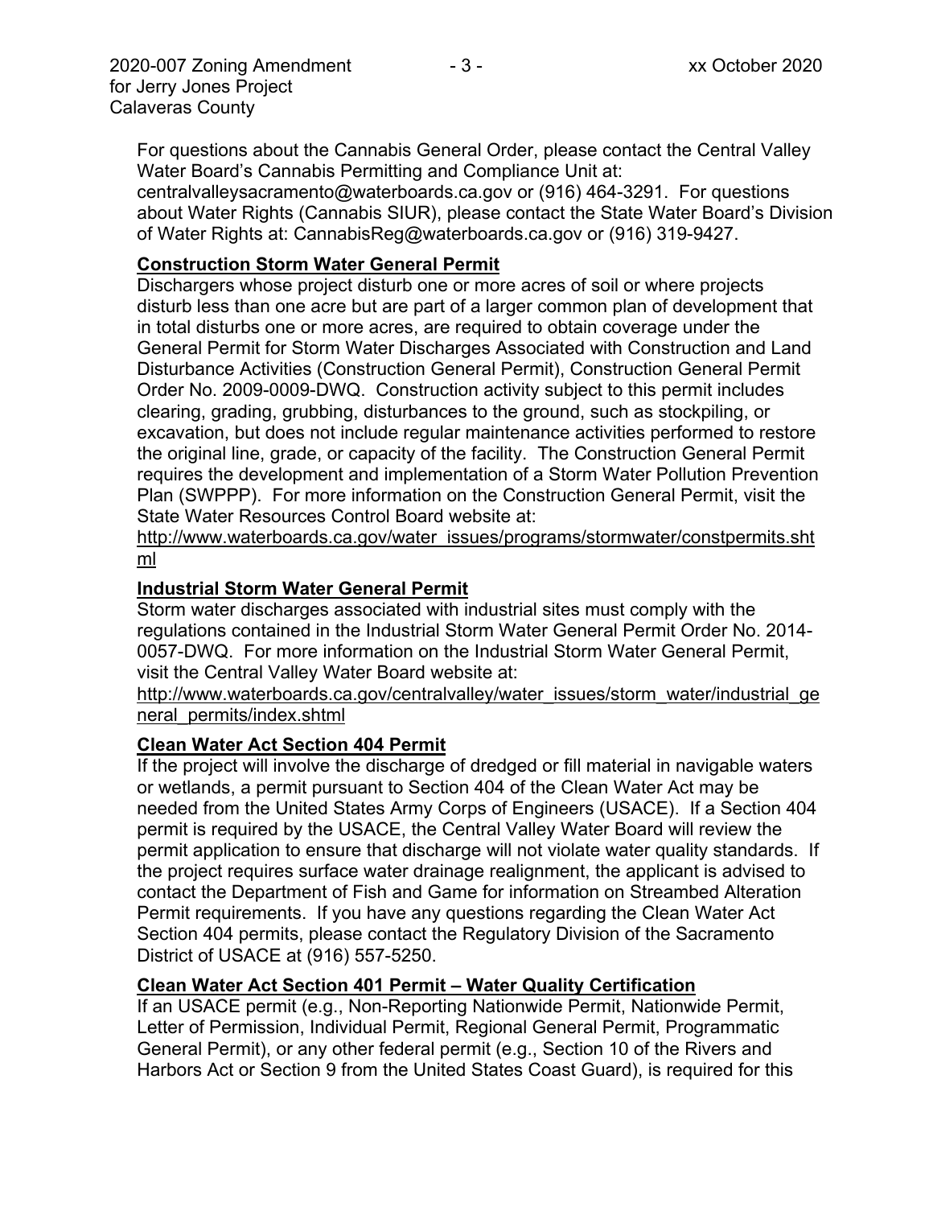For questions about the Cannabis General Order, please contact the Central Valley Water Board's Cannabis Permitting and Compliance Unit at: centralvalleysacramento@waterboards.ca.gov or (916) 464-3291. For questions about Water Rights (Cannabis SIUR), please contact the State Water Board's Division of Water Rights at: CannabisReg@waterboards.ca.gov or (916) 319-9427.

**Construction Storm Water General Permit**

Dischargers whose project disturb one or more acres of soil or where projects disturb less than one acre but are part of a larger common plan of development that in total disturbs one or more acres, are required to obtain coverage under the General Permit for Storm Water Discharges Associated with Construction and Land Disturbance Activities (Construction General Permit), Construction General Permit Order No. 2009-0009-DWQ. Construction activity subject to this permit includes clearing, grading, grubbing, disturbances to the ground, such as stockpiling, or excavation, but does not include regular maintenance activities performed to restore the original line, grade, or capacity of the facility. The Construction General Permit requires the development and implementation of a Storm Water Pollution Prevention Plan (SWPPP). For more information on the Construction General Permit, visit the State Water Resources Control Board website at:
http://www.waterboards.ca.gov/water_issues/programs/stormwater/constpermits.shtml

**Industrial Storm Water General Permit**

Storm water discharges associated with industrial sites must comply with the regulations contained in the Industrial Storm Water General Permit Order No. 2014-0057-DWQ. For more information on the Industrial Storm Water General Permit, visit the Central Valley Water Board website at:
http://www.waterboards.ca.gov/centralvalley/water_issues/storm_water/industrial_general_permits/index.shtml

**Clean Water Act Section 404 Permit**

If the project will involve the discharge of dredged or fill material in navigable waters or wetlands, a permit pursuant to Section 404 of the Clean Water Act may be needed from the United States Army Corps of Engineers (USACE). If a Section 404 permit is required by the USACE, the Central Valley Water Board will review the permit application to ensure that discharge will not violate water quality standards. If the project requires surface water drainage realignment, the applicant is advised to contact the Department of Fish and Game for information on Streambed Alteration Permit requirements. If you have any questions regarding the Clean Water Act Section 404 permits, please contact the Regulatory Division of the Sacramento District of USACE at (916) 557-5250.

**Clean Water Act Section 401 Permit – Water Quality Certification**

If an USACE permit (e.g., Non-Reporting Nationwide Permit, Nationwide Permit, Letter of Permission, Individual Permit, Regional General Permit, Programmatic General Permit), or any other federal permit (e.g., Section 10 of the Rivers and Harbors Act or Section 9 from the United States Coast Guard), is required for this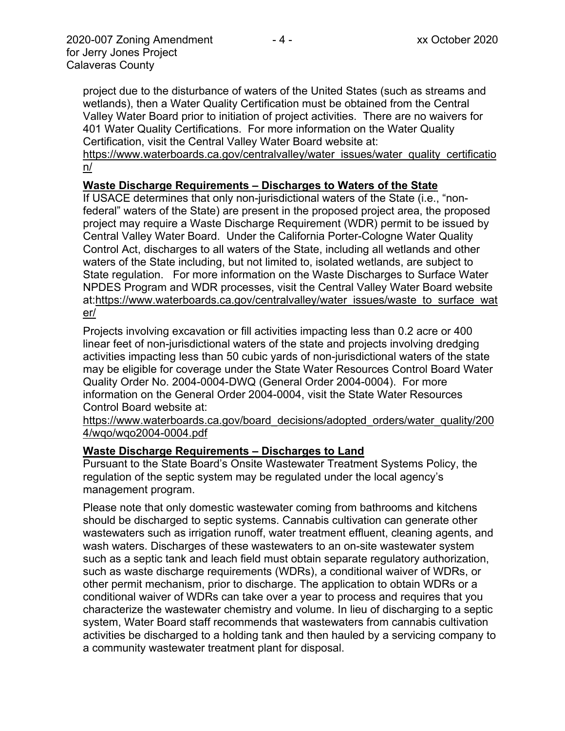project due to the disturbance of waters of the United States (such as streams and wetlands), then a Water Quality Certification must be obtained from the Central Valley Water Board prior to initiation of project activities. There are no waivers for 401 Water Quality Certifications. For more information on the Water Quality Certification, visit the Central Valley Water Board website at: https://www.waterboards.ca.gov/centralvalley/water_issues/water_quality_certification/

**Waste Discharge Requirements – Discharges to Waters of the State**

If USACE determines that only non-jurisdictional waters of the State (i.e., "non-federal" waters of the State) are present in the proposed project area, the proposed project may require a Waste Discharge Requirement (WDR) permit to be issued by Central Valley Water Board. Under the California Porter-Cologne Water Quality Control Act, discharges to all waters of the State, including all wetlands and other waters of the State including, but not limited to, isolated wetlands, are subject to State regulation. For more information on the Waste Discharges to Surface Water NPDES Program and WDR processes, visit the Central Valley Water Board website at:https://www.waterboards.ca.gov/centralvalley/water_issues/waste_to_surface_water/

Projects involving excavation or fill activities impacting less than 0.2 acre or 400 linear feet of non-jurisdictional waters of the state and projects involving dredging activities impacting less than 50 cubic yards of non-jurisdictional waters of the state may be eligible for coverage under the State Water Resources Control Board Water Quality Order No. 2004-0004-DWQ (General Order 2004-0004). For more information on the General Order 2004-0004, visit the State Water Resources Control Board website at: https://www.waterboards.ca.gov/board_decisions/adopted_orders/water_quality/2004/wqo/wqo2004-0004.pdf

**Waste Discharge Requirements – Discharges to Land**

Pursuant to the State Board's Onsite Wastewater Treatment Systems Policy, the regulation of the septic system may be regulated under the local agency's management program.

Please note that only domestic wastewater coming from bathrooms and kitchens should be discharged to septic systems. Cannabis cultivation can generate other wastewaters such as irrigation runoff, water treatment effluent, cleaning agents, and wash waters. Discharges of these wastewaters to an on-site wastewater system such as a septic tank and leach field must obtain separate regulatory authorization, such as waste discharge requirements (WDRs), a conditional waiver of WDRs, or other permit mechanism, prior to discharge. The application to obtain WDRs or a conditional waiver of WDRs can take over a year to process and requires that you characterize the wastewater chemistry and volume. In lieu of discharging to a septic system, Water Board staff recommends that wastewaters from cannabis cultivation activities be discharged to a holding tank and then hauled by a servicing company to a community wastewater treatment plant for disposal.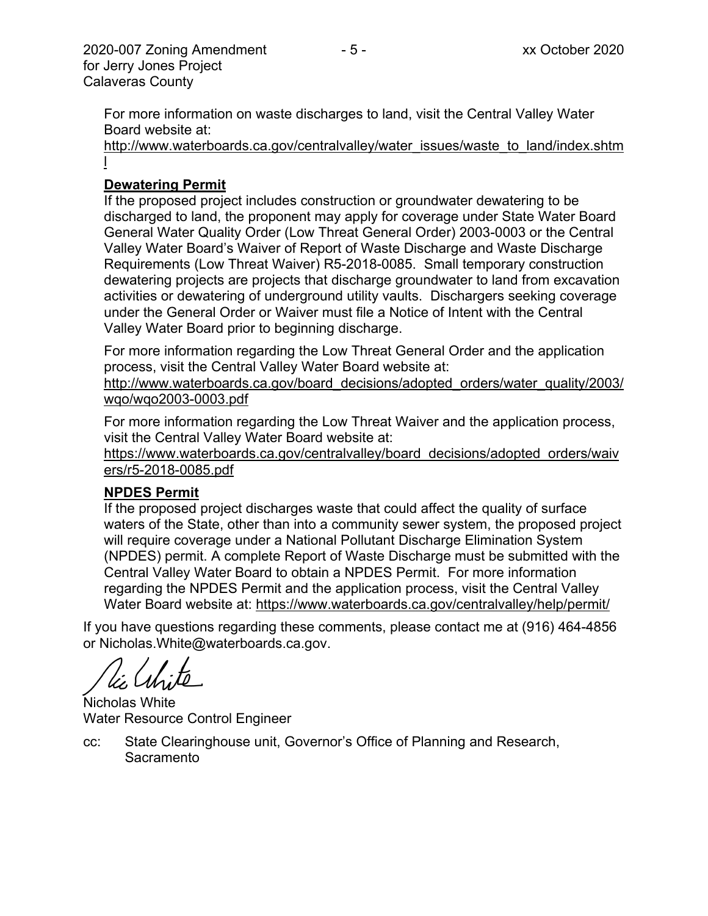For more information on waste discharges to land, visit the Central Valley Water Board website at:
http://www.waterboards.ca.gov/centralvalley/water_issues/waste_to_land/index.shtml

**Dewatering Permit**

If the proposed project includes construction or groundwater dewatering to be discharged to land, the proponent may apply for coverage under State Water Board General Water Quality Order (Low Threat General Order) 2003-0003 or the Central Valley Water Board's Waiver of Report of Waste Discharge and Waste Discharge Requirements (Low Threat Waiver) R5-2018-0085. Small temporary construction dewatering projects are projects that discharge groundwater to land from excavation activities or dewatering of underground utility vaults. Dischargers seeking coverage under the General Order or Waiver must file a Notice of Intent with the Central Valley Water Board prior to beginning discharge.

For more information regarding the Low Threat General Order and the application process, visit the Central Valley Water Board website at:
http://www.waterboards.ca.gov/board_decisions/adopted_orders/water_quality/2003/wqo/wqo2003-0003.pdf

For more information regarding the Low Threat Waiver and the application process, visit the Central Valley Water Board website at:
https://www.waterboards.ca.gov/centralvalley/board_decisions/adopted_orders/waivers/r5-2018-0085.pdf

**NPDES Permit**

If the proposed project discharges waste that could affect the quality of surface waters of the State, other than into a community sewer system, the proposed project will require coverage under a National Pollutant Discharge Elimination System (NPDES) permit. A complete Report of Waste Discharge must be submitted with the Central Valley Water Board to obtain a NPDES Permit. For more information regarding the NPDES Permit and the application process, visit the Central Valley Water Board website at: https://www.waterboards.ca.gov/centralvalley/help/permit/

If you have questions regarding these comments, please contact me at (916) 464-4856 or Nicholas.White@waterboards.ca.gov.

Nic White

Nicholas White
Water Resource Control Engineer

cc: State Clearinghouse unit, Governor's Office of Planning and Research, Sacramento